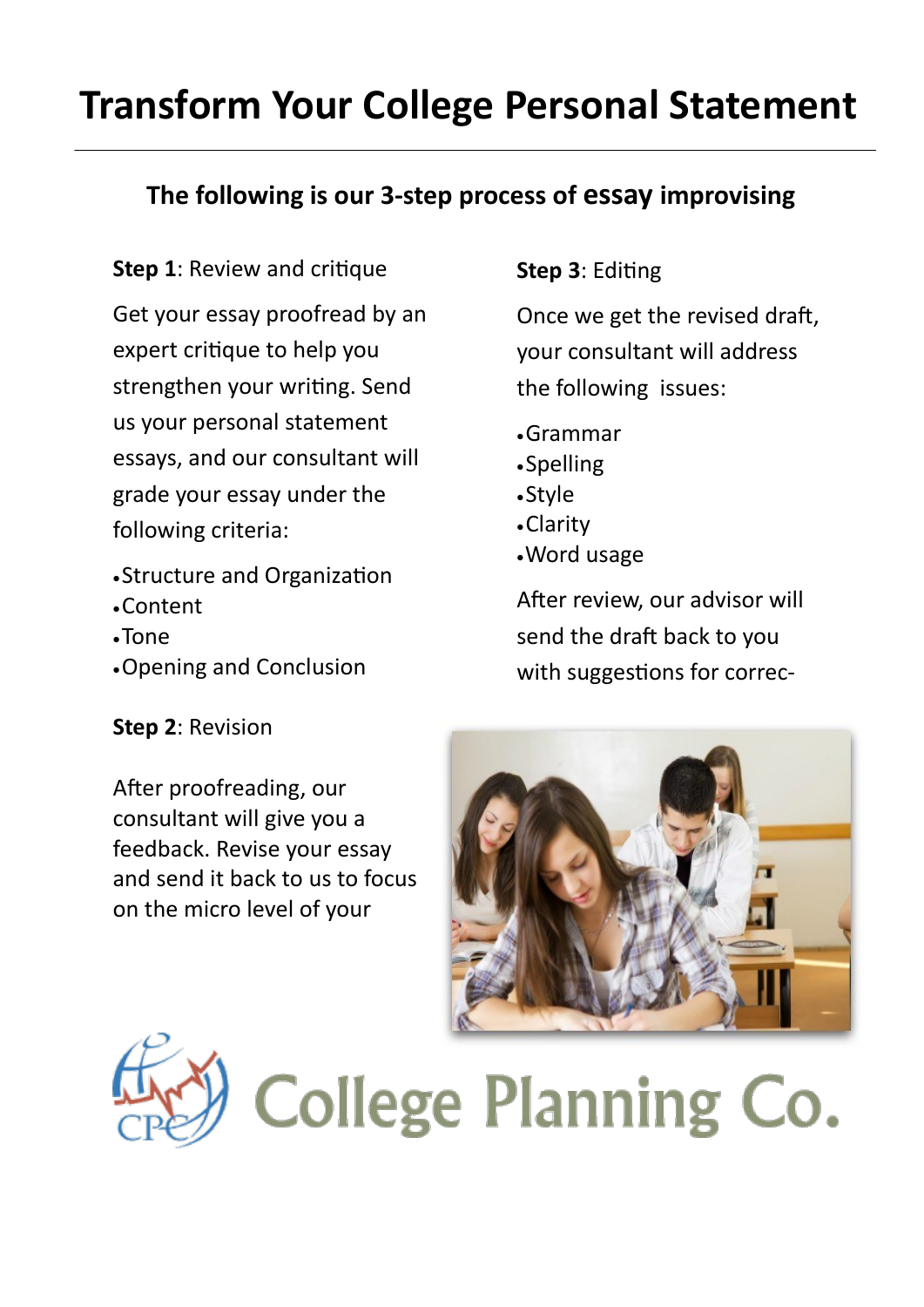# Transform Your College Personal Statement

### The following is our 3-step process of essay improvising

**Step 1**: Review and critique

Get your essay proofread by an expert critique to help you strengthen your writing. Send us your personal statement essays, and our consultant will grade your essay under the following criteria:

- Structure and Organization
- Content
- Tone
- Opening and Conclusion

**Step 2**: Revision

After proofreading, our consultant will give you a feedback. Revise your essay and send it back to us to focus on the micro level of your

**Step 3**: Editing

Once we get the revised draft, your consultant will address the following issues:

- Grammar
- Spelling
- Style
- Clarity
- Word usage

After review, our advisor will send the draft back to you with suggestions for correc-

College Planning Co.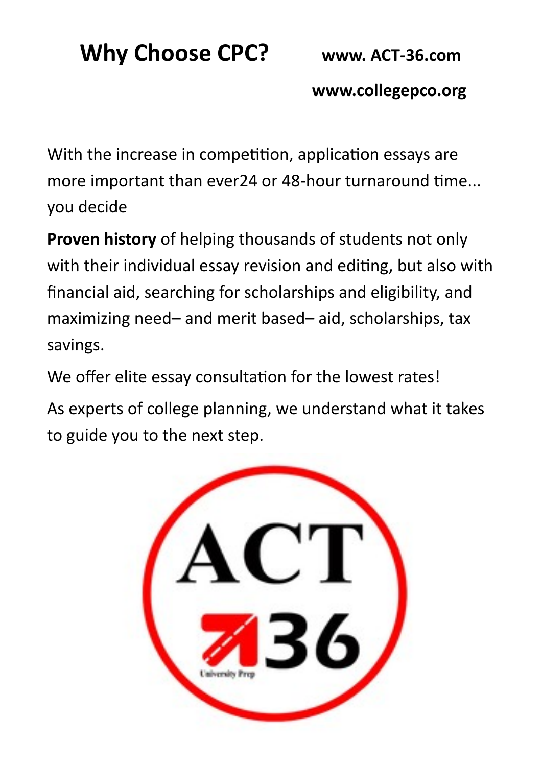# Why Choose CPC?

**www. ACT-36.com**

**www.collegepco.org**

With the increase in competition, application essays are more important than ever24 or 48-hour turnaround time... you decide

**Proven history** of helping thousands of students not only with their individual essay revision and editing, but also with financial aid, searching for scholarships and eligibility, and maximizing need– and merit based– aid, scholarships, tax savings.

We offer elite essay consultation for the lowest rates!

As experts of college planning, we understand what it takes to guide you to the next step.

ACT 36

University Prep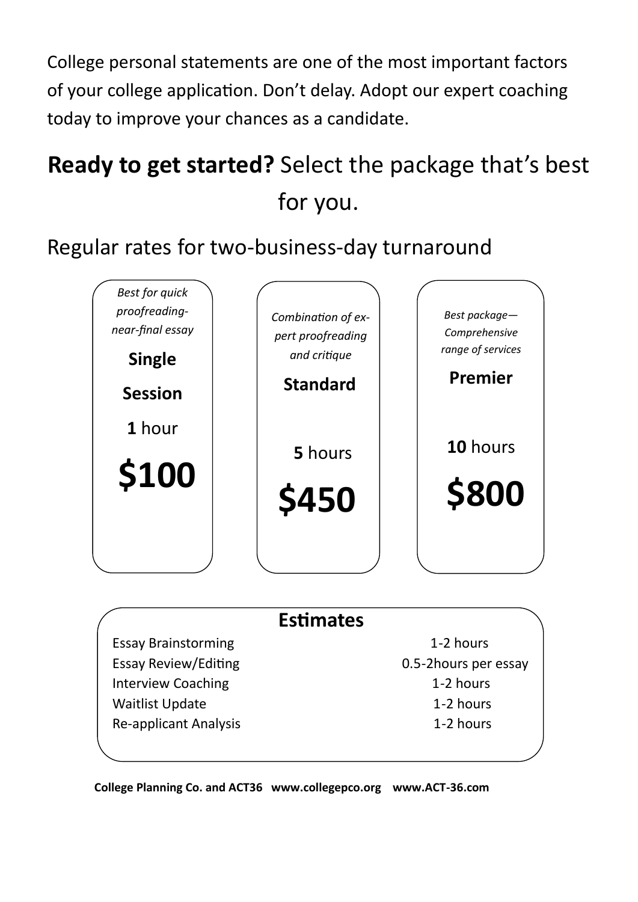College personal statements are one of the most important factors of your college application. Don't delay. Adopt our expert coaching today to improve your chances as a candidate.

## **Ready to get started?** Select the package that's best for you.

Regular rates for two-business-day turnaround

| *Best for quick proofreading-near-final essay* | *Combination of expert proofreading and critique* | *Best package—Comprehensive range of services* |
|---|---|---|
| **Single Session** | **Standard** | **Premier** |
| **1** hour | **5** hours | **10** hours |
| **$100** | **$450** | **$800** |

### Estimates

| | |
|---|---|
| Essay Brainstorming | 1-2 hours |
| Essay Review/Editing | 0.5-2hours per essay |
| Interview Coaching | 1-2 hours |
| Waitlist Update | 1-2 hours |
| Re-applicant Analysis | 1-2 hours |

**College Planning Co. and ACT36 www.collegepco.org www.ACT-36.com**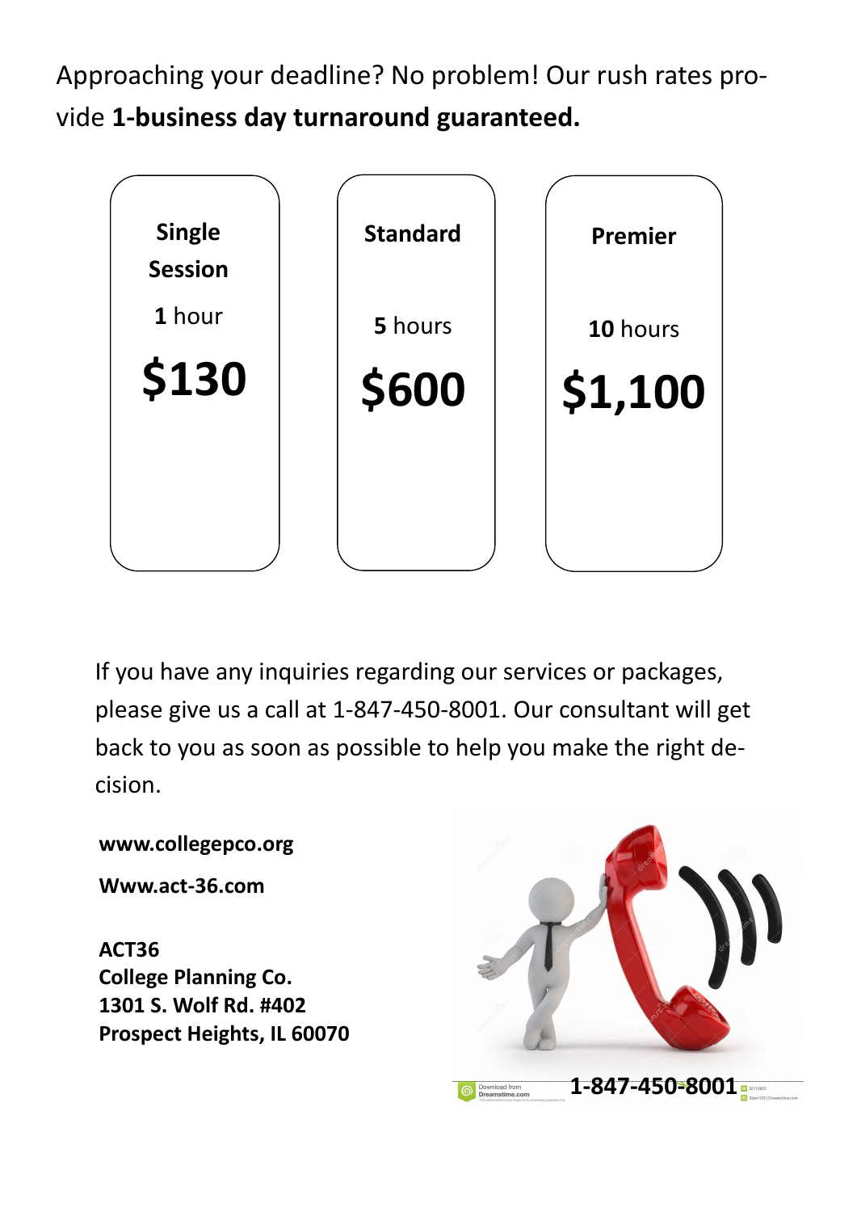Approaching your deadline? No problem! Our rush rates provide **1-business day turnaround guaranteed.**

| Single Session | Standard | Premier |
|---|---|---|
| **1** hour | **5** hours | **10** hours |
| **$130** | **$600** | **$1,100** |

If you have any inquiries regarding our services or packages, please give us a call at 1-847-450-8001. Our consultant will get back to you as soon as possible to help you make the right decision.

**www.collegepco.org**

**Www.act-36.com**

**ACT36**
**College Planning Co.**
**1301 S. Wolf Rd. #402**
**Prospect Heights, IL 60070**

**1-847-450-8001**